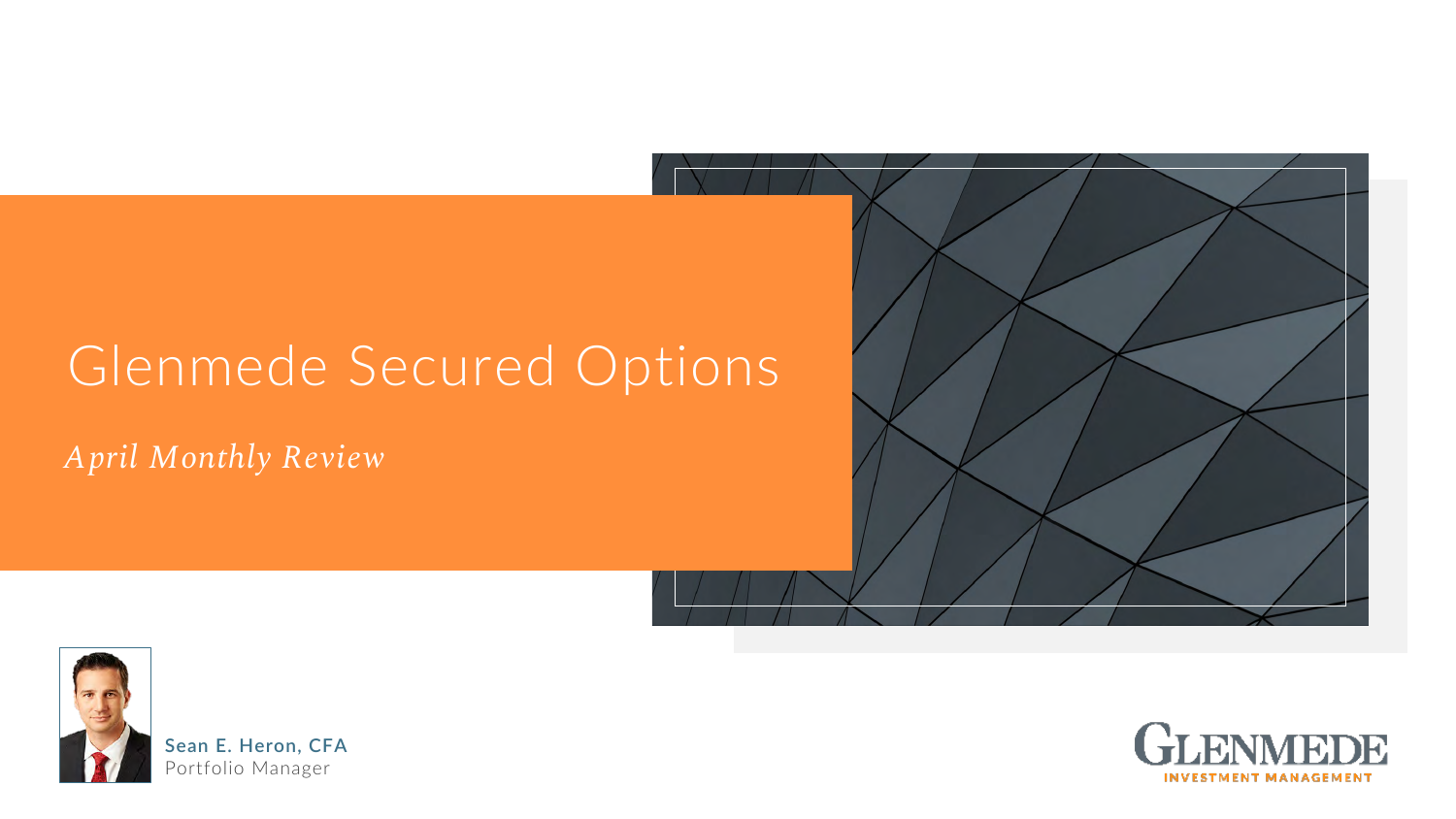# Glenmede Secured Options

*April Monthly Review*

Sean E. Heron, CFA
Portfolio Manager

GLENMEDE
INVESTMENT MANAGEMENT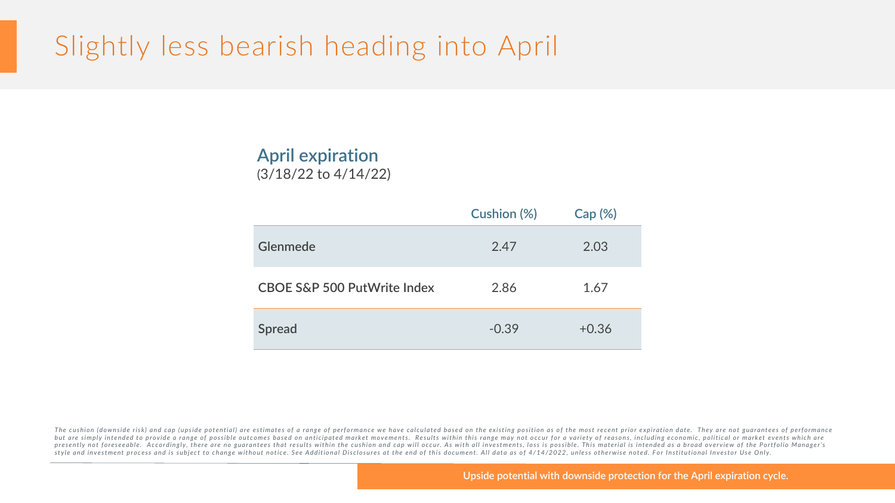# Slightly less bearish heading into April

## April expiration
(3/18/22 to 4/14/22)

| | Cushion (%) | Cap (%) |
|---|---|---|
| **Glenmede** | 2.47 | 2.03 |
| **CBOE S&P 500 PutWrite Index** | 2.86 | 1.67 |
| **Spread** | -0.39 | +0.36 |

*The cushion (downside risk) and cap (upside potential) are estimates of a range of performance we have calculated based on the existing position as of the most recent prior expiration date. They are not guarantees of performance but are simply intended to provide a range of possible outcomes based on anticipated market movements. Results within this range may not occur for a variety of reasons, including economic, political or market events which are presently not foreseeable. Accordingly, there are no guarantees that results within the cushion and cap will occur. As with all investments, loss is possible. This material is intended as a broad overview of the Portfolio Manager's style and investment process and is subject to change without notice. See Additional Disclosures at the end of this document. All data as of 4/14/2022, unless otherwise noted. For Institutional Investor Use Only.*

Upside potential with downside protection for the April expiration cycle.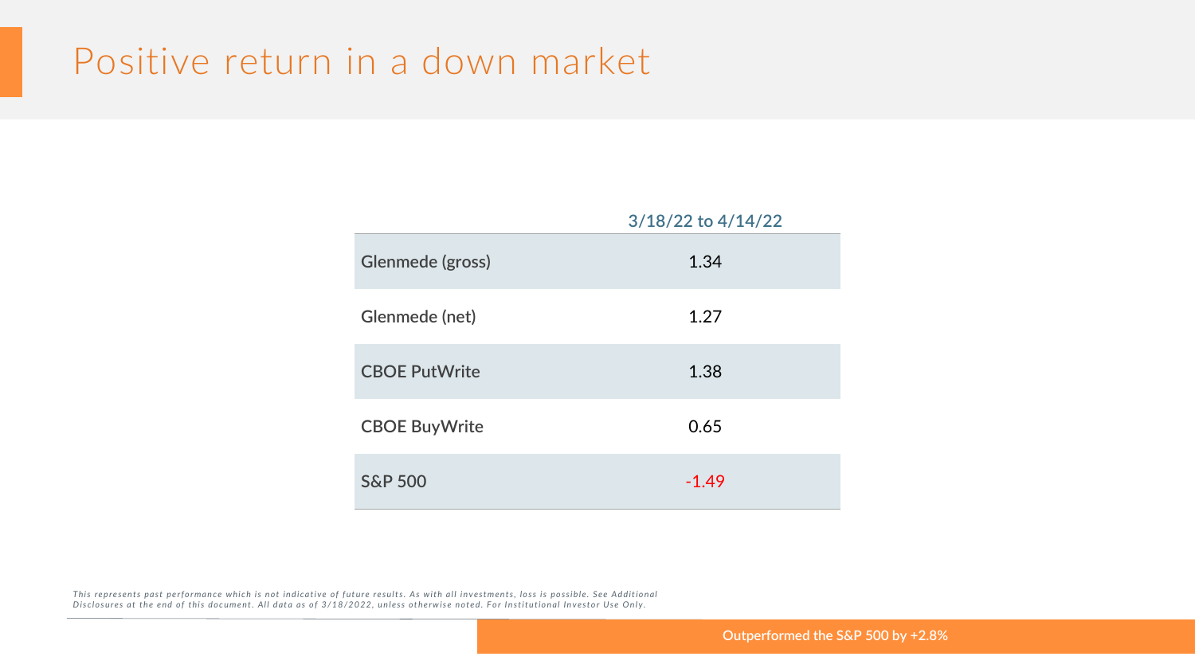# Positive return in a down market

| | 3/18/22 to 4/14/22 |
|---|---|
| Glenmede (gross) | 1.34 |
| Glenmede (net) | 1.27 |
| CBOE PutWrite | 1.38 |
| CBOE BuyWrite | 0.65 |
| S&P 500 | -1.49 |

*This represents past performance which is not indicative of future results. As with all investments, loss is possible. See Additional Disclosures at the end of this document. All data as of 3/18/2022, unless otherwise noted. For Institutional Investor Use Only.*

Outperformed the S&P 500 by +2.8%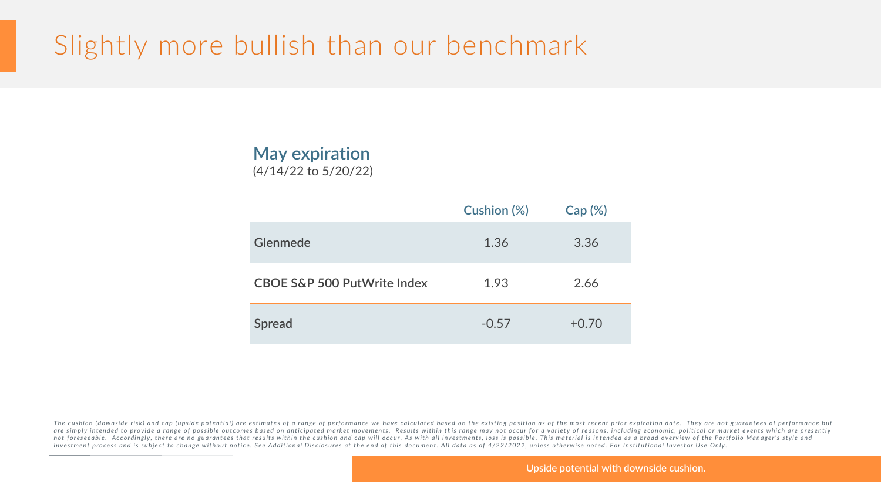# Slightly more bullish than our benchmark

## May expiration
(4/14/22 to 5/20/22)

| | Cushion (%) | Cap (%) |
|---|---|---|
| **Glenmede** | 1.36 | 3.36 |
| **CBOE S&P 500 PutWrite Index** | 1.93 | 2.66 |
| **Spread** | -0.57 | +0.70 |

*The cushion (downside risk) and cap (upside potential) are estimates of a range of performance we have calculated based on the existing position as of the most recent prior expiration date. They are not guarantees of performance but are simply intended to provide a range of possible outcomes based on anticipated market movements. Results within this range may not occur for a variety of reasons, including economic, political or market events which are presently not foreseeable. Accordingly, there are no guarantees that results within the cushion and cap will occur. As with all investments, loss is possible. This material is intended as a broad overview of the Portfolio Manager's style and investment process and is subject to change without notice. See Additional Disclosures at the end of this document. All data as of 4/22/2022, unless otherwise noted. For Institutional Investor Use Only.*

Upside potential with downside cushion.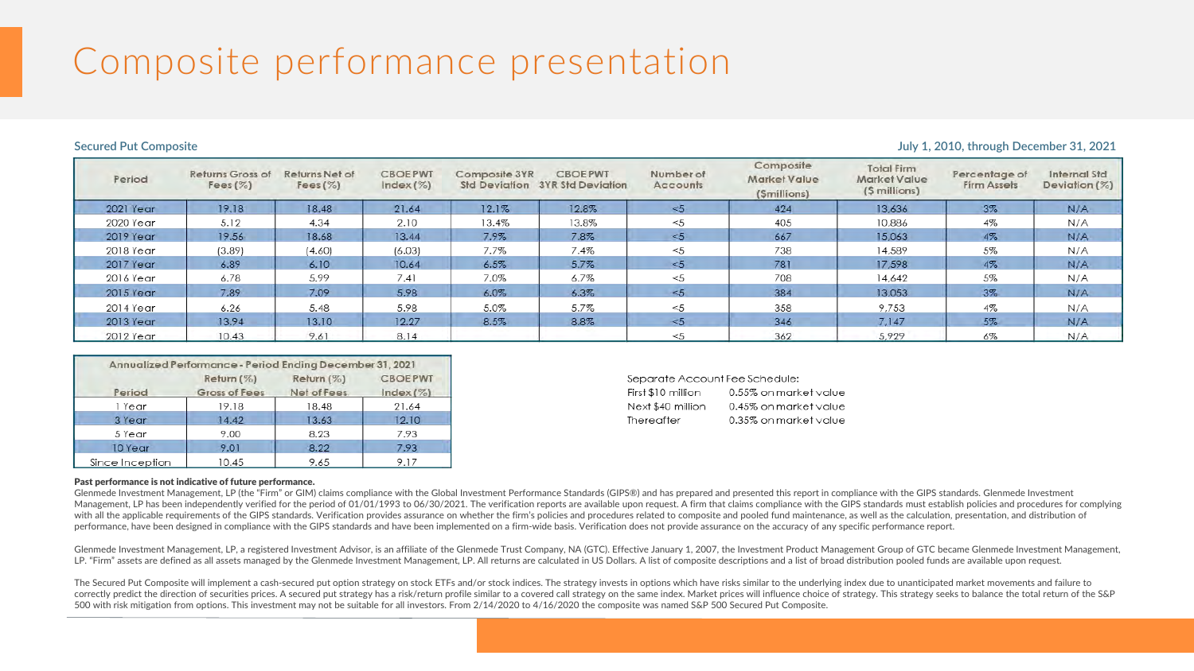# Composite performance presentation

**Secured Put Composite** — July 1, 2010, through December 31, 2021

| Period | Returns Gross of Fees (%) | Returns Net of Fees (%) | CBOE PWT Index (%) | Composite 3YR Std Deviation | CBOE PWT 3YR Std Deviation | Number of Accounts | Composite Market Value ($millions) | Total Firm Market Value ($ millions) | Percentage of Firm Assets | Internal Std Deviation (%) |
|---|---|---|---|---|---|---|---|---|---|---|
| 2021 Year | 19.18 | 18.48 | 21.64 | 12.1% | 12.8% | <5 | 424 | 13,636 | 3% | N/A |
| 2020 Year | 5.12 | 4.34 | 2.10 | 13.4% | 13.8% | <5 | 405 | 10,886 | 4% | N/A |
| 2019 Year | 19.56 | 18.68 | 13.44 | 7.9% | 7.8% | <5 | 667 | 15,063 | 4% | N/A |
| 2018 Year | (3.89) | (4.60) | (6.03) | 7.7% | 7.4% | <5 | 738 | 14,589 | 5% | N/A |
| 2017 Year | 6.89 | 6.10 | 10.64 | 6.5% | 5.7% | <5 | 781 | 17,598 | 4% | N/A |
| 2016 Year | 6.78 | 5.99 | 7.41 | 7.0% | 6.7% | <5 | 708 | 14,642 | 5% | N/A |
| 2015 Year | 7.89 | 7.09 | 5.98 | 6.0% | 6.3% | <5 | 384 | 13,053 | 3% | N/A |
| 2014 Year | 6.26 | 5.48 | 5.98 | 5.0% | 5.7% | <5 | 358 | 9,753 | 4% | N/A |
| 2013 Year | 13.94 | 13.10 | 12.27 | 8.5% | 8.8% | <5 | 346 | 7,147 | 5% | N/A |
| 2012 Year | 10.43 | 9.61 | 8.14 | | | <5 | 362 | 5,929 | 6% | N/A |

| Annualized Performance - Period Ending December 31, 2021 | | | |
|---|---|---|---|
| Period | Return (%) Gross of Fees | Return (%) Net of Fees | CBOE PWT Index (%) |
| 1 Year | 19.18 | 18.48 | 21.64 |
| 3 Year | 14.42 | 13.63 | 12.10 |
| 5 Year | 9.00 | 8.23 | 7.93 |
| 10 Year | 9.01 | 8.22 | 7.93 |
| Since Inception | 10.45 | 9.65 | 9.17 |

Separate Account Fee Schedule:

| | |
|---|---|
| First $10 million | 0.55% on market value |
| Next $40 million | 0.45% on market value |
| Thereafter | 0.35% on market value |

**Past performance is not indicative of future performance.**

Glenmede Investment Management, LP (the "Firm" or GIM) claims compliance with the Global Investment Performance Standards (GIPS®) and has prepared and presented this report in compliance with the GIPS standards. Glenmede Investment Management, LP has been independently verified for the period of 01/01/1993 to 06/30/2021. The verification reports are available upon request. A firm that claims compliance with the GIPS standards must establish policies and procedures for complying with all the applicable requirements of the GIPS standards. Verification provides assurance on whether the firm's policies and procedures related to composite and pooled fund maintenance, as well as the calculation, presentation, and distribution of performance, have been designed in compliance with the GIPS standards and have been implemented on a firm-wide basis. Verification does not provide assurance on the accuracy of any specific performance report.

Glenmede Investment Management, LP, a registered Investment Advisor, is an affiliate of the Glenmede Trust Company, NA (GTC). Effective January 1, 2007, the Investment Product Management Group of GTC became Glenmede Investment Management, LP. "Firm" assets are defined as all assets managed by the Glenmede Investment Management, LP. All returns are calculated in US Dollars. A list of composite descriptions and a list of broad distribution pooled funds are available upon request.

The Secured Put Composite will implement a cash-secured put option strategy on stock ETFs and/or stock indices. The strategy invests in options which have risks similar to the underlying index due to unanticipated market movements and failure to correctly predict the direction of securities prices. A secured put strategy has a risk/return profile similar to a covered call strategy on the same index. Market prices will influence choice of strategy. This strategy seeks to balance the total return of the S&P 500 with risk mitigation from options. This investment may not be suitable for all investors. From 2/14/2020 to 4/16/2020 the composite was named S&P 500 Secured Put Composite.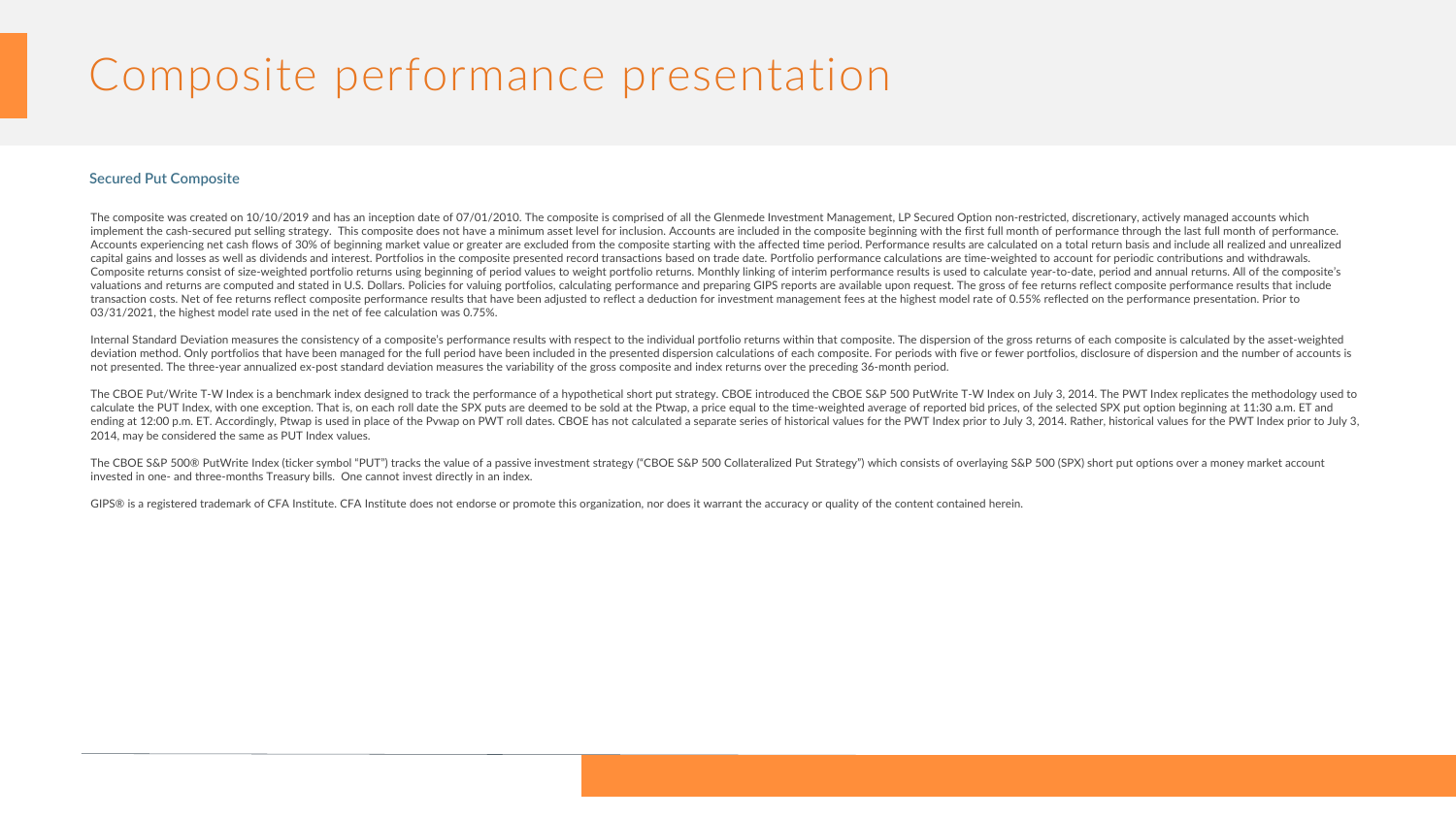# Composite performance presentation

## Secured Put Composite

The composite was created on 10/10/2019 and has an inception date of 07/01/2010. The composite is comprised of all the Glenmede Investment Management, LP Secured Option non-restricted, discretionary, actively managed accounts which implement the cash-secured put selling strategy. This composite does not have a minimum asset level for inclusion. Accounts are included in the composite beginning with the first full month of performance through the last full month of performance. Accounts experiencing net cash flows of 30% of beginning market value or greater are excluded from the composite starting with the affected time period. Performance results are calculated on a total return basis and include all realized and unrealized capital gains and losses as well as dividends and interest. Portfolios in the composite presented record transactions based on trade date. Portfolio performance calculations are time-weighted to account for periodic contributions and withdrawals. Composite returns consist of size-weighted portfolio returns using beginning of period values to weight portfolio returns. Monthly linking of interim performance results is used to calculate year-to-date, period and annual returns. All of the composite's valuations and returns are computed and stated in U.S. Dollars. Policies for valuing portfolios, calculating performance and preparing GIPS reports are available upon request. The gross of fee returns reflect composite performance results that include transaction costs. Net of fee returns reflect composite performance results that have been adjusted to reflect a deduction for investment management fees at the highest model rate of 0.55% reflected on the performance presentation. Prior to 03/31/2021, the highest model rate used in the net of fee calculation was 0.75%.

Internal Standard Deviation measures the consistency of a composite's performance results with respect to the individual portfolio returns within that composite. The dispersion of the gross returns of each composite is calculated by the asset-weighted deviation method. Only portfolios that have been managed for the full period have been included in the presented dispersion calculations of each composite. For periods with five or fewer portfolios, disclosure of dispersion and the number of accounts is not presented. The three-year annualized ex-post standard deviation measures the variability of the gross composite and index returns over the preceding 36-month period.

The CBOE Put/Write T-W Index is a benchmark index designed to track the performance of a hypothetical short put strategy. CBOE introduced the CBOE S&P 500 PutWrite T-W Index on July 3, 2014. The PWT Index replicates the methodology used to calculate the PUT Index, with one exception. That is, on each roll date the SPX puts are deemed to be sold at the Ptwap, a price equal to the time-weighted average of reported bid prices, of the selected SPX put option beginning at 11:30 a.m. ET and ending at 12:00 p.m. ET. Accordingly, Ptwap is used in place of the Pvwap on PWT roll dates. CBOE has not calculated a separate series of historical values for the PWT Index prior to July 3, 2014. Rather, historical values for the PWT Index prior to July 3, 2014, may be considered the same as PUT Index values.

The CBOE S&P 500® PutWrite Index (ticker symbol "PUT") tracks the value of a passive investment strategy ("CBOE S&P 500 Collateralized Put Strategy") which consists of overlaying S&P 500 (SPX) short put options over a money market account invested in one- and three-months Treasury bills. One cannot invest directly in an index.

GIPS® is a registered trademark of CFA Institute. CFA Institute does not endorse or promote this organization, nor does it warrant the accuracy or quality of the content contained herein.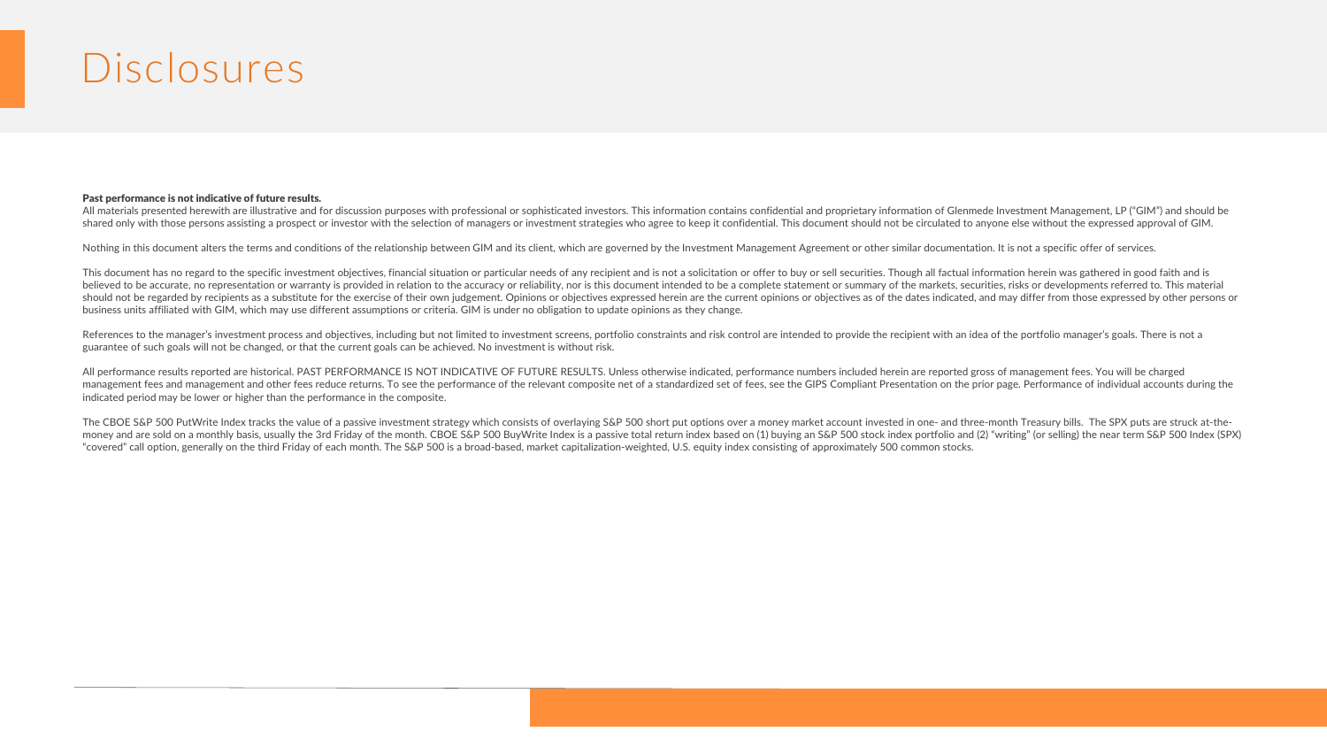# Disclosures

**Past performance is not indicative of future results.**

All materials presented herewith are illustrative and for discussion purposes with professional or sophisticated investors. This information contains confidential and proprietary information of Glenmede Investment Management, LP ("GIM") and should be shared only with those persons assisting a prospect or investor with the selection of managers or investment strategies who agree to keep it confidential. This document should not be circulated to anyone else without the expressed approval of GIM.

Nothing in this document alters the terms and conditions of the relationship between GIM and its client, which are governed by the Investment Management Agreement or other similar documentation. It is not a specific offer of services.

This document has no regard to the specific investment objectives, financial situation or particular needs of any recipient and is not a solicitation or offer to buy or sell securities. Though all factual information herein was gathered in good faith and is believed to be accurate, no representation or warranty is provided in relation to the accuracy or reliability, nor is this document intended to be a complete statement or summary of the markets, securities, risks or developments referred to. This material should not be regarded by recipients as a substitute for the exercise of their own judgement. Opinions or objectives expressed herein are the current opinions or objectives as of the dates indicated, and may differ from those expressed by other persons or business units affiliated with GIM, which may use different assumptions or criteria. GIM is under no obligation to update opinions as they change.

References to the manager's investment process and objectives, including but not limited to investment screens, portfolio constraints and risk control are intended to provide the recipient with an idea of the portfolio manager's goals. There is not a guarantee of such goals will not be changed, or that the current goals can be achieved. No investment is without risk.

All performance results reported are historical. PAST PERFORMANCE IS NOT INDICATIVE OF FUTURE RESULTS. Unless otherwise indicated, performance numbers included herein are reported gross of management fees. You will be charged management fees and management and other fees reduce returns. To see the performance of the relevant composite net of a standardized set of fees, see the GIPS Compliant Presentation on the prior page. Performance of individual accounts during the indicated period may be lower or higher than the performance in the composite.

The CBOE S&P 500 PutWrite Index tracks the value of a passive investment strategy which consists of overlaying S&P 500 short put options over a money market account invested in one- and three-month Treasury bills. The SPX puts are struck at-the-money and are sold on a monthly basis, usually the 3rd Friday of the month. CBOE S&P 500 BuyWrite Index is a passive total return index based on (1) buying an S&P 500 stock index portfolio and (2) "writing" (or selling) the near term S&P 500 Index (SPX) "covered" call option, generally on the third Friday of each month. The S&P 500 is a broad-based, market capitalization-weighted, U.S. equity index consisting of approximately 500 common stocks.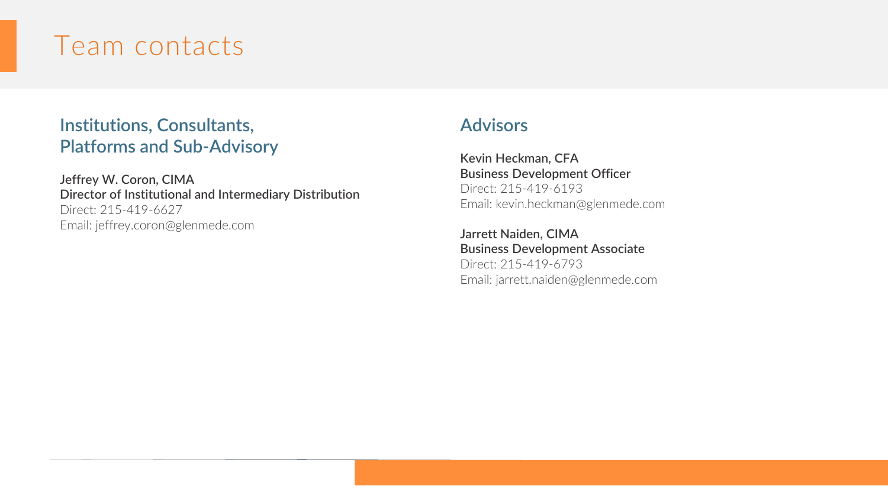# Team contacts

## Institutions, Consultants, Platforms and Sub-Advisory

**Jeffrey W. Coron, CIMA**
**Director of Institutional and Intermediary Distribution**
Direct: 215-419-6627
Email: jeffrey.coron@glenmede.com

## Advisors

**Kevin Heckman, CFA**
**Business Development Officer**
Direct: 215-419-6193
Email: kevin.heckman@glenmede.com

**Jarrett Naiden, CIMA**
**Business Development Associate**
Direct: 215-419-6793
Email: jarrett.naiden@glenmede.com